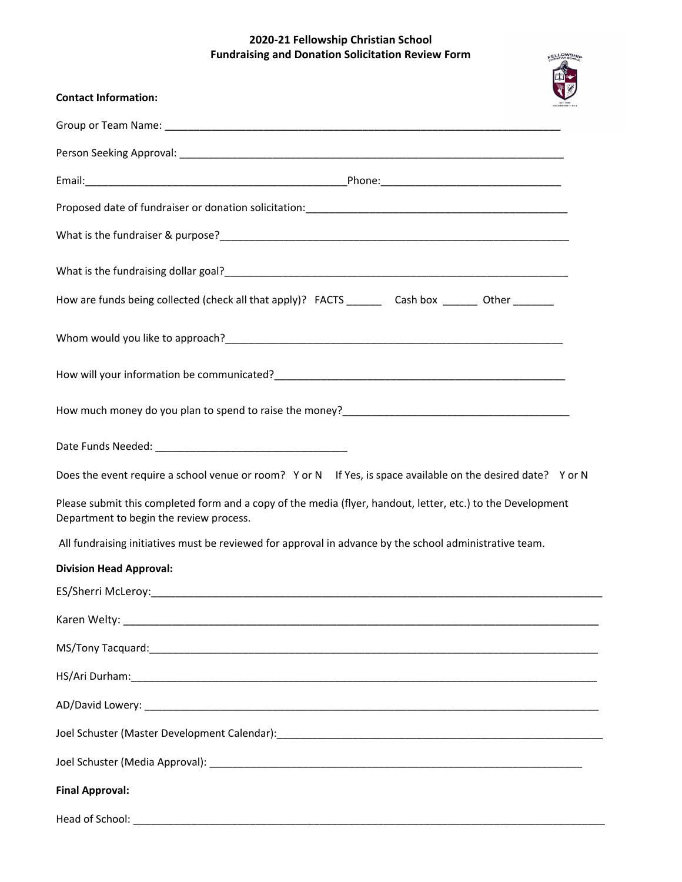# 2020-21 Fellowship Christian School
## Fundraising and Donation Solicitation Review Form

**Contact Information:**

Group or Team Name: ______________________________________________________________

Person Seeking Approval: ___________________________________________________________

Email:_____________________________________________Phone:______________________________

Proposed date of fundraiser or donation solicitation:_______________________________________________

What is the fundraiser & purpose?_____________________________________________________________

What is the fundraising dollar goal?____________________________________________________________

How are funds being collected (check all that apply)? FACTS ______ Cash box ______ Other _______

Whom would you like to approach?___________________________________________________________

How will your information be communicated?___________________________________________________

How much money do you plan to spend to raise the money?_______________________________________

Date Funds Needed: _________________________________

Does the event require a school venue or room? Y or N If Yes, is space available on the desired date? Y or N

Please submit this completed form and a copy of the media (flyer, handout, letter, etc.) to the Development Department to begin the review process.

All fundraising initiatives must be reviewed for approval in advance by the school administrative team.

**Division Head Approval:**

ES/Sherri McLeroy:_______________________________________________________________________________

Karen Welty: ____________________________________________________________________________________

MS/Tony Tacquard:_______________________________________________________________________________

HS/Ari Durham:___________________________________________________________________________________

AD/David Lowery: ________________________________________________________________________________

Joel Schuster (Master Development Calendar):___________________________________________________

Joel Schuster (Media Approval): ____________________________________________________________

**Final Approval:**

Head of School: __________________________________________________________________________________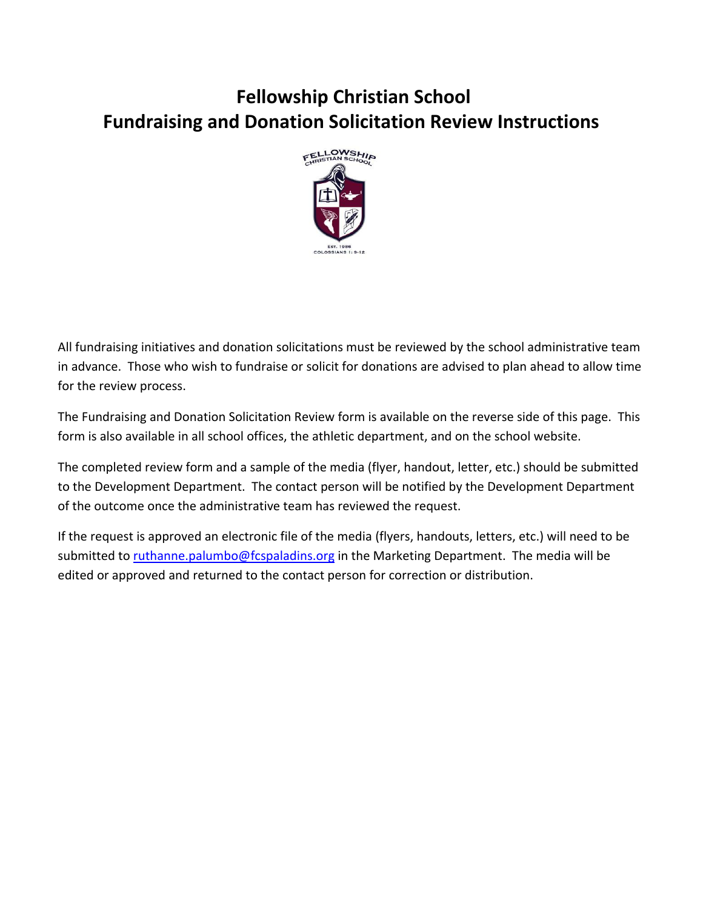# Fellowship Christian School
# Fundraising and Donation Solicitation Review Instructions

All fundraising initiatives and donation solicitations must be reviewed by the school administrative team in advance. Those who wish to fundraise or solicit for donations are advised to plan ahead to allow time for the review process.

The Fundraising and Donation Solicitation Review form is available on the reverse side of this page. This form is also available in all school offices, the athletic department, and on the school website.

The completed review form and a sample of the media (flyer, handout, letter, etc.) should be submitted to the Development Department. The contact person will be notified by the Development Department of the outcome once the administrative team has reviewed the request.

If the request is approved an electronic file of the media (flyers, handouts, letters, etc.) will need to be submitted to ruthanne.palumbo@fcspaladins.org in the Marketing Department. The media will be edited or approved and returned to the contact person for correction or distribution.